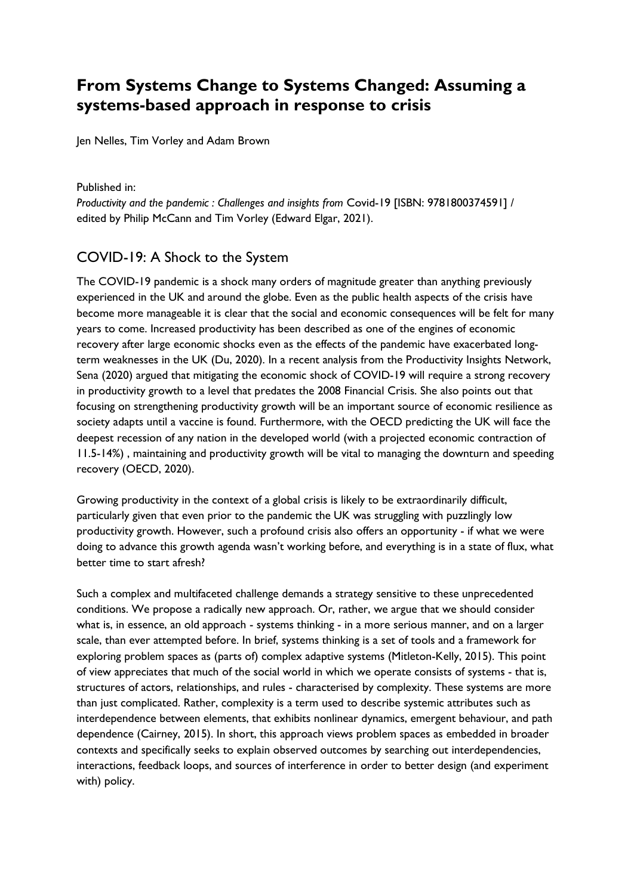# From Systems Change to Systems Changed: Assuming a systems-based approach in response to crisis

Jen Nelles, Tim Vorley and Adam Brown

Published in:
*Productivity and the pandemic : Challenges and insights from* Covid-19 [ISBN: 9781800374591] / edited by Philip McCann and Tim Vorley (Edward Elgar, 2021).

## COVID-19: A Shock to the System

The COVID-19 pandemic is a shock many orders of magnitude greater than anything previously experienced in the UK and around the globe. Even as the public health aspects of the crisis have become more manageable it is clear that the social and economic consequences will be felt for many years to come. Increased productivity has been described as one of the engines of economic recovery after large economic shocks even as the effects of the pandemic have exacerbated long-term weaknesses in the UK (Du, 2020). In a recent analysis from the Productivity Insights Network, Sena (2020) argued that mitigating the economic shock of COVID-19 will require a strong recovery in productivity growth to a level that predates the 2008 Financial Crisis. She also points out that focusing on strengthening productivity growth will be an important source of economic resilience as society adapts until a vaccine is found. Furthermore, with the OECD predicting the UK will face the deepest recession of any nation in the developed world (with a projected economic contraction of 11.5-14%) , maintaining and productivity growth will be vital to managing the downturn and speeding recovery (OECD, 2020).

Growing productivity in the context of a global crisis is likely to be extraordinarily difficult, particularly given that even prior to the pandemic the UK was struggling with puzzlingly low productivity growth. However, such a profound crisis also offers an opportunity - if what we were doing to advance this growth agenda wasn't working before, and everything is in a state of flux, what better time to start afresh?

Such a complex and multifaceted challenge demands a strategy sensitive to these unprecedented conditions. We propose a radically new approach. Or, rather, we argue that we should consider what is, in essence, an old approach - systems thinking - in a more serious manner, and on a larger scale, than ever attempted before. In brief, systems thinking is a set of tools and a framework for exploring problem spaces as (parts of) complex adaptive systems (Mitleton-Kelly, 2015). This point of view appreciates that much of the social world in which we operate consists of systems - that is, structures of actors, relationships, and rules - characterised by complexity. These systems are more than just complicated. Rather, complexity is a term used to describe systemic attributes such as interdependence between elements, that exhibits nonlinear dynamics, emergent behaviour, and path dependence (Cairney, 2015). In short, this approach views problem spaces as embedded in broader contexts and specifically seeks to explain observed outcomes by searching out interdependencies, interactions, feedback loops, and sources of interference in order to better design (and experiment with) policy.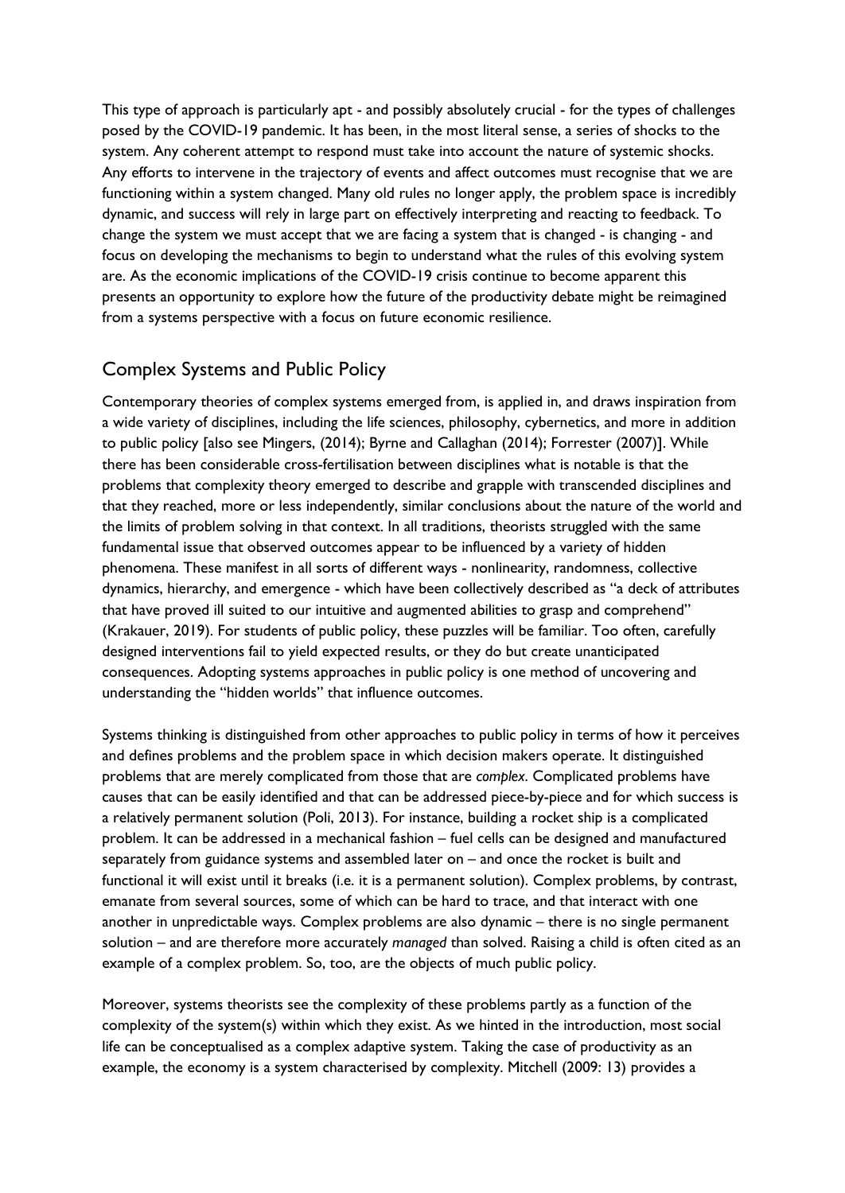This type of approach is particularly apt - and possibly absolutely crucial - for the types of challenges posed by the COVID-19 pandemic. It has been, in the most literal sense, a series of shocks to the system. Any coherent attempt to respond must take into account the nature of systemic shocks. Any efforts to intervene in the trajectory of events and affect outcomes must recognise that we are functioning within a system changed. Many old rules no longer apply, the problem space is incredibly dynamic, and success will rely in large part on effectively interpreting and reacting to feedback. To change the system we must accept that we are facing a system that is changed - is changing - and focus on developing the mechanisms to begin to understand what the rules of this evolving system are. As the economic implications of the COVID-19 crisis continue to become apparent this presents an opportunity to explore how the future of the productivity debate might be reimagined from a systems perspective with a focus on future economic resilience.

## Complex Systems and Public Policy

Contemporary theories of complex systems emerged from, is applied in, and draws inspiration from a wide variety of disciplines, including the life sciences, philosophy, cybernetics, and more in addition to public policy [also see Mingers, (2014); Byrne and Callaghan (2014); Forrester (2007)]. While there has been considerable cross-fertilisation between disciplines what is notable is that the problems that complexity theory emerged to describe and grapple with transcended disciplines and that they reached, more or less independently, similar conclusions about the nature of the world and the limits of problem solving in that context. In all traditions, theorists struggled with the same fundamental issue that observed outcomes appear to be influenced by a variety of hidden phenomena. These manifest in all sorts of different ways - nonlinearity, randomness, collective dynamics, hierarchy, and emergence - which have been collectively described as "a deck of attributes that have proved ill suited to our intuitive and augmented abilities to grasp and comprehend" (Krakauer, 2019). For students of public policy, these puzzles will be familiar. Too often, carefully designed interventions fail to yield expected results, or they do but create unanticipated consequences. Adopting systems approaches in public policy is one method of uncovering and understanding the "hidden worlds" that influence outcomes.

Systems thinking is distinguished from other approaches to public policy in terms of how it perceives and defines problems and the problem space in which decision makers operate. It distinguished problems that are merely complicated from those that are *complex*. Complicated problems have causes that can be easily identified and that can be addressed piece-by-piece and for which success is a relatively permanent solution (Poli, 2013). For instance, building a rocket ship is a complicated problem. It can be addressed in a mechanical fashion – fuel cells can be designed and manufactured separately from guidance systems and assembled later on – and once the rocket is built and functional it will exist until it breaks (i.e. it is a permanent solution). Complex problems, by contrast, emanate from several sources, some of which can be hard to trace, and that interact with one another in unpredictable ways. Complex problems are also dynamic – there is no single permanent solution – and are therefore more accurately *managed* than solved. Raising a child is often cited as an example of a complex problem. So, too, are the objects of much public policy.

Moreover, systems theorists see the complexity of these problems partly as a function of the complexity of the system(s) within which they exist. As we hinted in the introduction, most social life can be conceptualised as a complex adaptive system. Taking the case of productivity as an example, the economy is a system characterised by complexity. Mitchell (2009: 13) provides a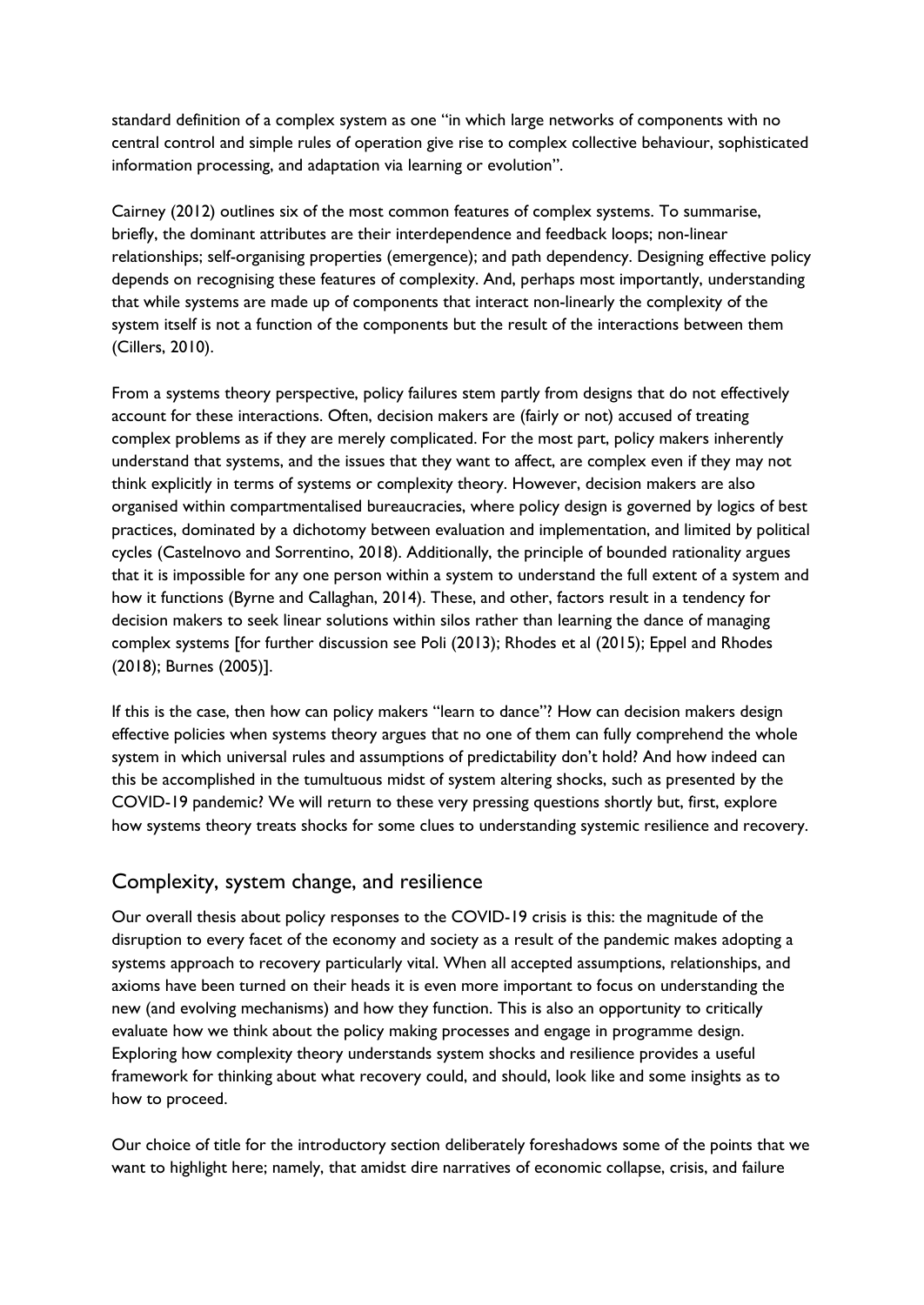standard definition of a complex system as one "in which large networks of components with no central control and simple rules of operation give rise to complex collective behaviour, sophisticated information processing, and adaptation via learning or evolution".

Cairney (2012) outlines six of the most common features of complex systems. To summarise, briefly, the dominant attributes are their interdependence and feedback loops; non-linear relationships; self-organising properties (emergence); and path dependency. Designing effective policy depends on recognising these features of complexity. And, perhaps most importantly, understanding that while systems are made up of components that interact non-linearly the complexity of the system itself is not a function of the components but the result of the interactions between them (Cillers, 2010).

From a systems theory perspective, policy failures stem partly from designs that do not effectively account for these interactions. Often, decision makers are (fairly or not) accused of treating complex problems as if they are merely complicated. For the most part, policy makers inherently understand that systems, and the issues that they want to affect, are complex even if they may not think explicitly in terms of systems or complexity theory. However, decision makers are also organised within compartmentalised bureaucracies, where policy design is governed by logics of best practices, dominated by a dichotomy between evaluation and implementation, and limited by political cycles (Castelnovo and Sorrentino, 2018). Additionally, the principle of bounded rationality argues that it is impossible for any one person within a system to understand the full extent of a system and how it functions (Byrne and Callaghan, 2014). These, and other, factors result in a tendency for decision makers to seek linear solutions within silos rather than learning the dance of managing complex systems [for further discussion see Poli (2013); Rhodes et al (2015); Eppel and Rhodes (2018); Burnes (2005)].

If this is the case, then how can policy makers "learn to dance"? How can decision makers design effective policies when systems theory argues that no one of them can fully comprehend the whole system in which universal rules and assumptions of predictability don't hold? And how indeed can this be accomplished in the tumultuous midst of system altering shocks, such as presented by the COVID-19 pandemic? We will return to these very pressing questions shortly but, first, explore how systems theory treats shocks for some clues to understanding systemic resilience and recovery.

## Complexity, system change, and resilience

Our overall thesis about policy responses to the COVID-19 crisis is this: the magnitude of the disruption to every facet of the economy and society as a result of the pandemic makes adopting a systems approach to recovery particularly vital. When all accepted assumptions, relationships, and axioms have been turned on their heads it is even more important to focus on understanding the new (and evolving mechanisms) and how they function. This is also an opportunity to critically evaluate how we think about the policy making processes and engage in programme design. Exploring how complexity theory understands system shocks and resilience provides a useful framework for thinking about what recovery could, and should, look like and some insights as to how to proceed.

Our choice of title for the introductory section deliberately foreshadows some of the points that we want to highlight here; namely, that amidst dire narratives of economic collapse, crisis, and failure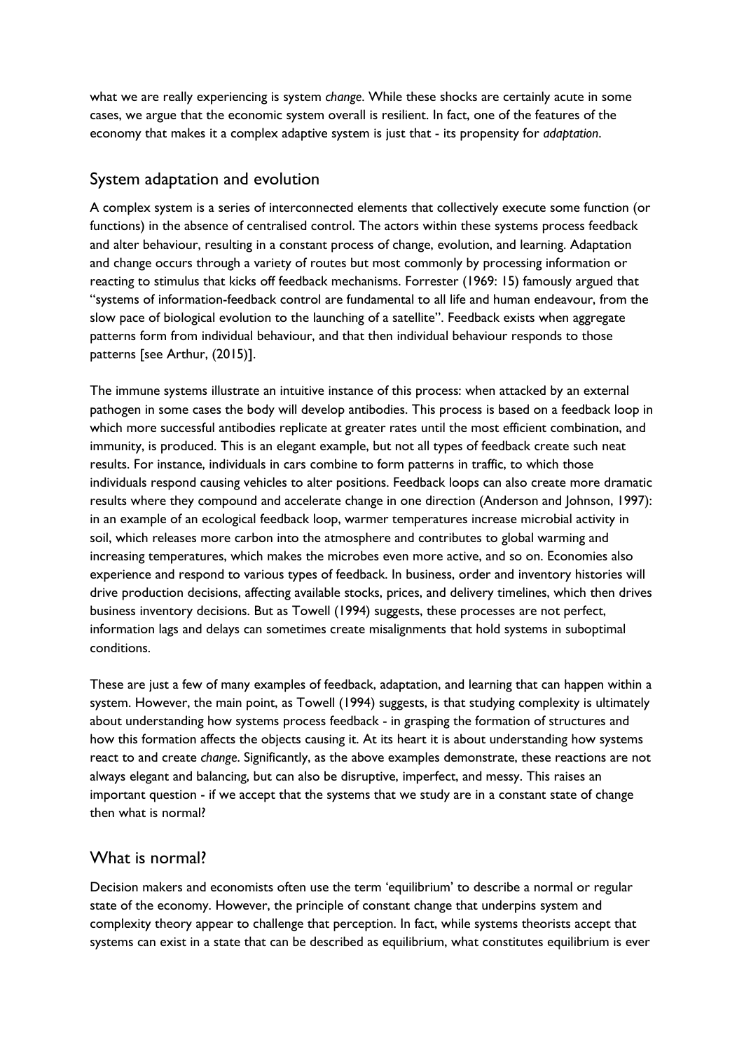what we are really experiencing is system *change*. While these shocks are certainly acute in some cases, we argue that the economic system overall is resilient. In fact, one of the features of the economy that makes it a complex adaptive system is just that - its propensity for *adaptation*.

## System adaptation and evolution

A complex system is a series of interconnected elements that collectively execute some function (or functions) in the absence of centralised control. The actors within these systems process feedback and alter behaviour, resulting in a constant process of change, evolution, and learning. Adaptation and change occurs through a variety of routes but most commonly by processing information or reacting to stimulus that kicks off feedback mechanisms. Forrester (1969: 15) famously argued that "systems of information-feedback control are fundamental to all life and human endeavour, from the slow pace of biological evolution to the launching of a satellite". Feedback exists when aggregate patterns form from individual behaviour, and that then individual behaviour responds to those patterns [see Arthur, (2015)].

The immune systems illustrate an intuitive instance of this process: when attacked by an external pathogen in some cases the body will develop antibodies. This process is based on a feedback loop in which more successful antibodies replicate at greater rates until the most efficient combination, and immunity, is produced. This is an elegant example, but not all types of feedback create such neat results. For instance, individuals in cars combine to form patterns in traffic, to which those individuals respond causing vehicles to alter positions. Feedback loops can also create more dramatic results where they compound and accelerate change in one direction (Anderson and Johnson, 1997): in an example of an ecological feedback loop, warmer temperatures increase microbial activity in soil, which releases more carbon into the atmosphere and contributes to global warming and increasing temperatures, which makes the microbes even more active, and so on. Economies also experience and respond to various types of feedback. In business, order and inventory histories will drive production decisions, affecting available stocks, prices, and delivery timelines, which then drives business inventory decisions. But as Towell (1994) suggests, these processes are not perfect, information lags and delays can sometimes create misalignments that hold systems in suboptimal conditions.

These are just a few of many examples of feedback, adaptation, and learning that can happen within a system. However, the main point, as Towell (1994) suggests, is that studying complexity is ultimately about understanding how systems process feedback - in grasping the formation of structures and how this formation affects the objects causing it. At its heart it is about understanding how systems react to and create *change*. Significantly, as the above examples demonstrate, these reactions are not always elegant and balancing, but can also be disruptive, imperfect, and messy. This raises an important question - if we accept that the systems that we study are in a constant state of change then what is normal?

## What is normal?

Decision makers and economists often use the term 'equilibrium' to describe a normal or regular state of the economy. However, the principle of constant change that underpins system and complexity theory appear to challenge that perception. In fact, while systems theorists accept that systems can exist in a state that can be described as equilibrium, what constitutes equilibrium is ever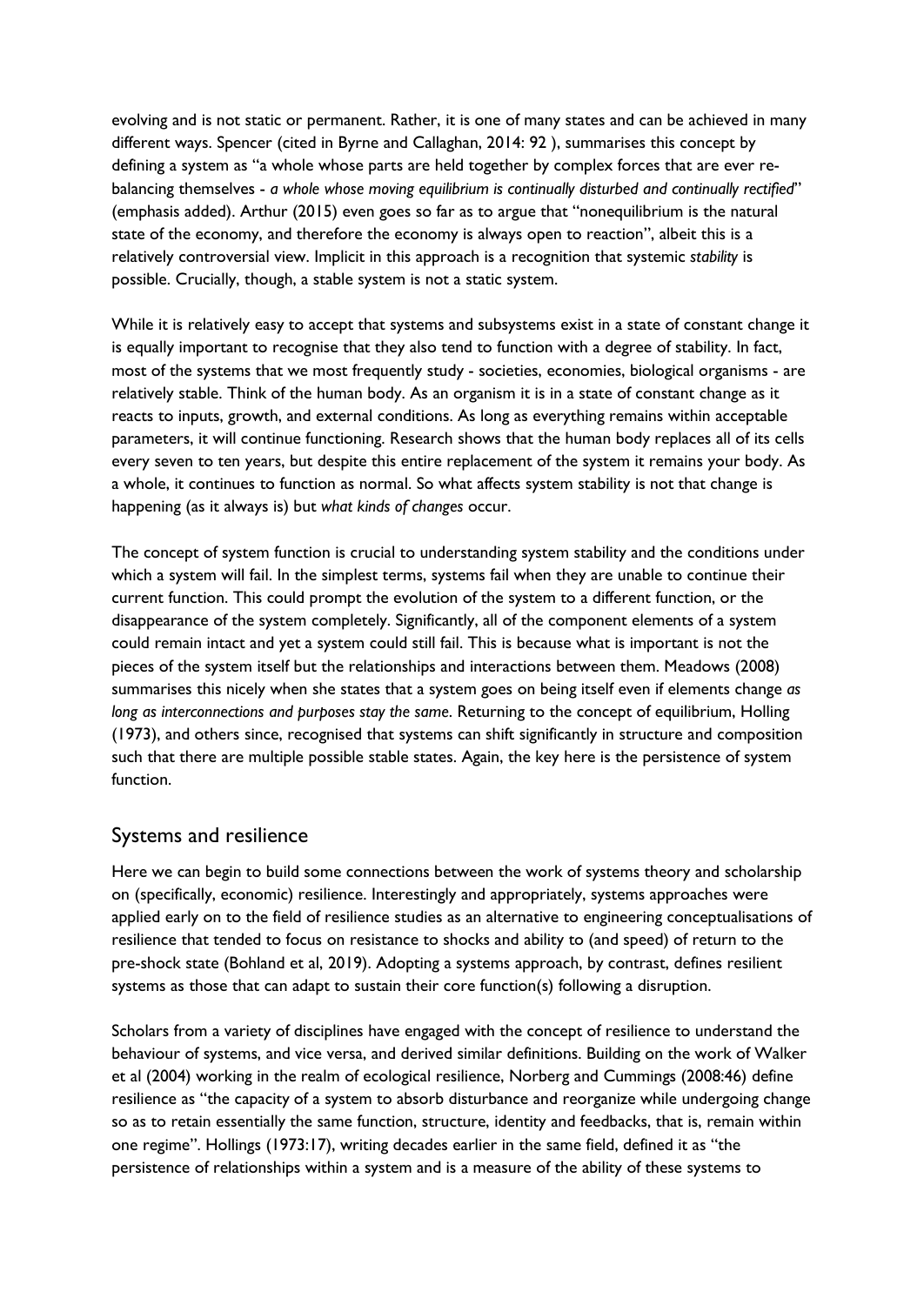evolving and is not static or permanent. Rather, it is one of many states and can be achieved in many different ways. Spencer (cited in Byrne and Callaghan, 2014: 92 ), summarises this concept by defining a system as "a whole whose parts are held together by complex forces that are ever re-balancing themselves - *a whole whose moving equilibrium is continually disturbed and continually rectified*" (emphasis added). Arthur (2015) even goes so far as to argue that "nonequilibrium is the natural state of the economy, and therefore the economy is always open to reaction", albeit this is a relatively controversial view. Implicit in this approach is a recognition that systemic *stability* is possible. Crucially, though, a stable system is not a static system.

While it is relatively easy to accept that systems and subsystems exist in a state of constant change it is equally important to recognise that they also tend to function with a degree of stability. In fact, most of the systems that we most frequently study - societies, economies, biological organisms - are relatively stable. Think of the human body. As an organism it is in a state of constant change as it reacts to inputs, growth, and external conditions. As long as everything remains within acceptable parameters, it will continue functioning. Research shows that the human body replaces all of its cells every seven to ten years, but despite this entire replacement of the system it remains your body. As a whole, it continues to function as normal. So what affects system stability is not that change is happening (as it always is) but *what kinds of changes* occur.

The concept of system function is crucial to understanding system stability and the conditions under which a system will fail. In the simplest terms, systems fail when they are unable to continue their current function. This could prompt the evolution of the system to a different function, or the disappearance of the system completely. Significantly, all of the component elements of a system could remain intact and yet a system could still fail. This is because what is important is not the pieces of the system itself but the relationships and interactions between them. Meadows (2008) summarises this nicely when she states that a system goes on being itself even if elements change *as long as interconnections and purposes stay the same*. Returning to the concept of equilibrium, Holling (1973), and others since, recognised that systems can shift significantly in structure and composition such that there are multiple possible stable states. Again, the key here is the persistence of system function.

## Systems and resilience

Here we can begin to build some connections between the work of systems theory and scholarship on (specifically, economic) resilience. Interestingly and appropriately, systems approaches were applied early on to the field of resilience studies as an alternative to engineering conceptualisations of resilience that tended to focus on resistance to shocks and ability to (and speed) of return to the pre-shock state (Bohland et al, 2019). Adopting a systems approach, by contrast, defines resilient systems as those that can adapt to sustain their core function(s) following a disruption.

Scholars from a variety of disciplines have engaged with the concept of resilience to understand the behaviour of systems, and vice versa, and derived similar definitions. Building on the work of Walker et al (2004) working in the realm of ecological resilience, Norberg and Cummings (2008:46) define resilience as "the capacity of a system to absorb disturbance and reorganize while undergoing change so as to retain essentially the same function, structure, identity and feedbacks, that is, remain within one regime". Hollings (1973:17), writing decades earlier in the same field, defined it as "the persistence of relationships within a system and is a measure of the ability of these systems to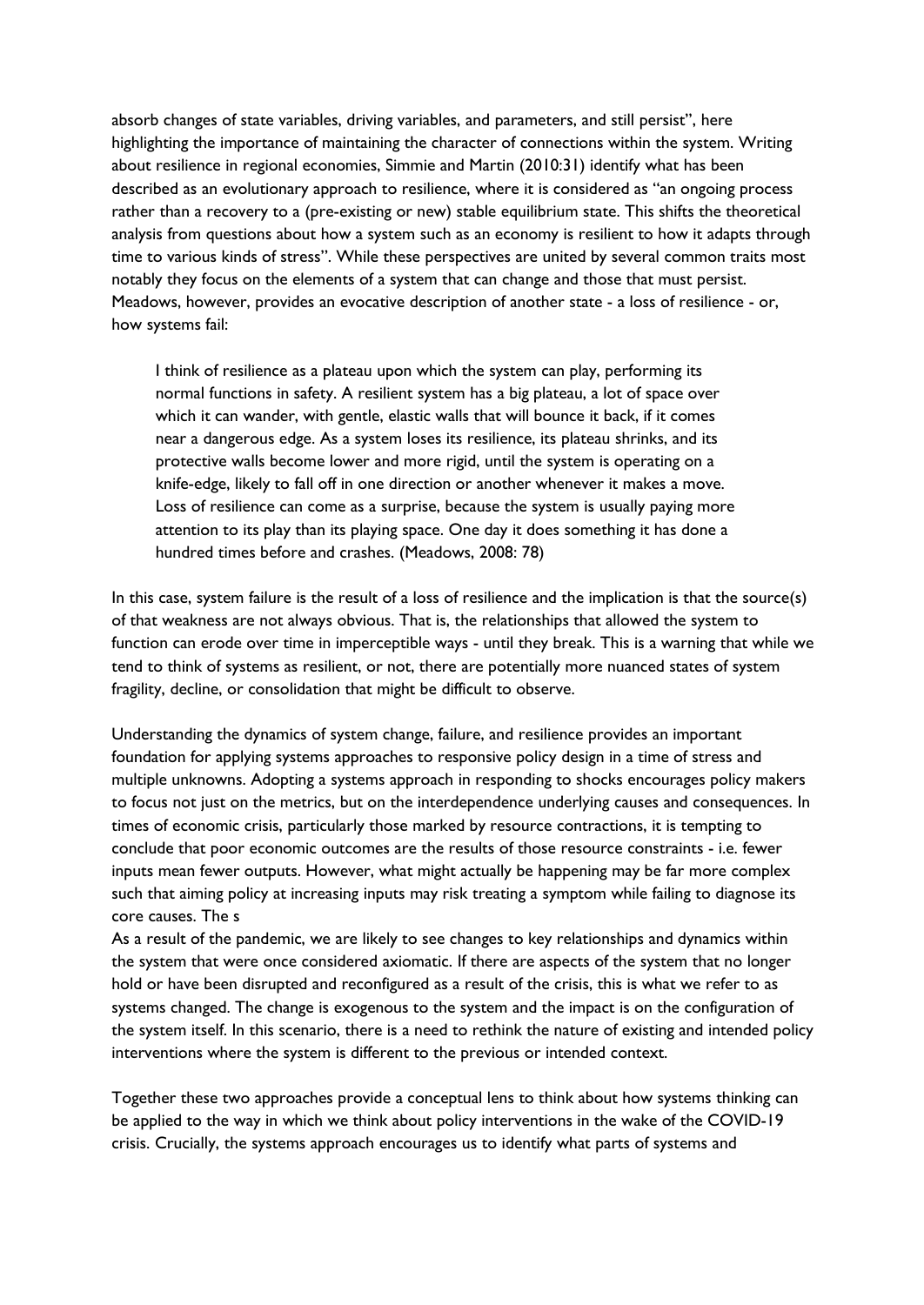absorb changes of state variables, driving variables, and parameters, and still persist", here highlighting the importance of maintaining the character of connections within the system. Writing about resilience in regional economies, Simmie and Martin (2010:31) identify what has been described as an evolutionary approach to resilience, where it is considered as "an ongoing process rather than a recovery to a (pre-existing or new) stable equilibrium state. This shifts the theoretical analysis from questions about how a system such as an economy is resilient to how it adapts through time to various kinds of stress". While these perspectives are united by several common traits most notably they focus on the elements of a system that can change and those that must persist. Meadows, however, provides an evocative description of another state - a loss of resilience - or, how systems fail:

> I think of resilience as a plateau upon which the system can play, performing its normal functions in safety. A resilient system has a big plateau, a lot of space over which it can wander, with gentle, elastic walls that will bounce it back, if it comes near a dangerous edge. As a system loses its resilience, its plateau shrinks, and its protective walls become lower and more rigid, until the system is operating on a knife-edge, likely to fall off in one direction or another whenever it makes a move. Loss of resilience can come as a surprise, because the system is usually paying more attention to its play than its playing space. One day it does something it has done a hundred times before and crashes. (Meadows, 2008: 78)

In this case, system failure is the result of a loss of resilience and the implication is that the source(s) of that weakness are not always obvious. That is, the relationships that allowed the system to function can erode over time in imperceptible ways - until they break. This is a warning that while we tend to think of systems as resilient, or not, there are potentially more nuanced states of system fragility, decline, or consolidation that might be difficult to observe.

Understanding the dynamics of system change, failure, and resilience provides an important foundation for applying systems approaches to responsive policy design in a time of stress and multiple unknowns. Adopting a systems approach in responding to shocks encourages policy makers to focus not just on the metrics, but on the interdependence underlying causes and consequences. In times of economic crisis, particularly those marked by resource contractions, it is tempting to conclude that poor economic outcomes are the results of those resource constraints - i.e. fewer inputs mean fewer outputs. However, what might actually be happening may be far more complex such that aiming policy at increasing inputs may risk treating a symptom while failing to diagnose its core causes. The s

As a result of the pandemic, we are likely to see changes to key relationships and dynamics within the system that were once considered axiomatic. If there are aspects of the system that no longer hold or have been disrupted and reconfigured as a result of the crisis, this is what we refer to as systems changed. The change is exogenous to the system and the impact is on the configuration of the system itself. In this scenario, there is a need to rethink the nature of existing and intended policy interventions where the system is different to the previous or intended context.

Together these two approaches provide a conceptual lens to think about how systems thinking can be applied to the way in which we think about policy interventions in the wake of the COVID-19 crisis. Crucially, the systems approach encourages us to identify what parts of systems and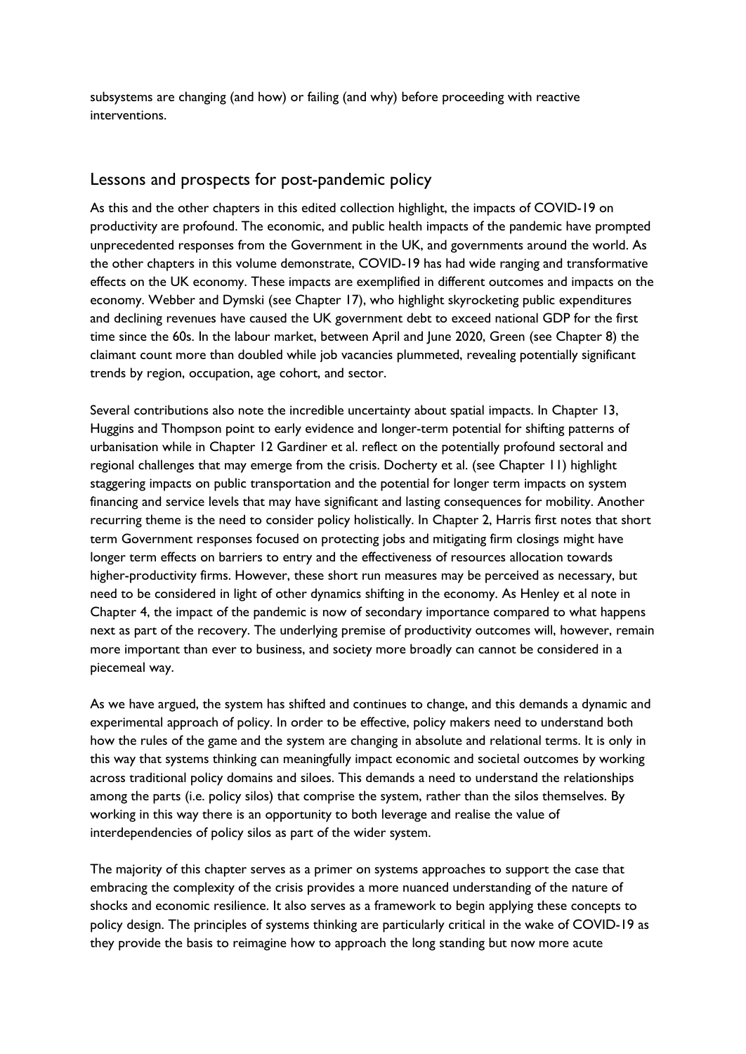subsystems are changing (and how) or failing (and why) before proceeding with reactive interventions.

## Lessons and prospects for post-pandemic policy

As this and the other chapters in this edited collection highlight, the impacts of COVID-19 on productivity are profound. The economic, and public health impacts of the pandemic have prompted unprecedented responses from the Government in the UK, and governments around the world. As the other chapters in this volume demonstrate, COVID-19 has had wide ranging and transformative effects on the UK economy. These impacts are exemplified in different outcomes and impacts on the economy. Webber and Dymski (see Chapter 17), who highlight skyrocketing public expenditures and declining revenues have caused the UK government debt to exceed national GDP for the first time since the 60s. In the labour market, between April and June 2020, Green (see Chapter 8) the claimant count more than doubled while job vacancies plummeted, revealing potentially significant trends by region, occupation, age cohort, and sector.

Several contributions also note the incredible uncertainty about spatial impacts. In Chapter 13, Huggins and Thompson point to early evidence and longer-term potential for shifting patterns of urbanisation while in Chapter 12 Gardiner et al. reflect on the potentially profound sectoral and regional challenges that may emerge from the crisis. Docherty et al. (see Chapter 11) highlight staggering impacts on public transportation and the potential for longer term impacts on system financing and service levels that may have significant and lasting consequences for mobility. Another recurring theme is the need to consider policy holistically. In Chapter 2, Harris first notes that short term Government responses focused on protecting jobs and mitigating firm closings might have longer term effects on barriers to entry and the effectiveness of resources allocation towards higher-productivity firms. However, these short run measures may be perceived as necessary, but need to be considered in light of other dynamics shifting in the economy. As Henley et al note in Chapter 4, the impact of the pandemic is now of secondary importance compared to what happens next as part of the recovery. The underlying premise of productivity outcomes will, however, remain more important than ever to business, and society more broadly can cannot be considered in a piecemeal way.

As we have argued, the system has shifted and continues to change, and this demands a dynamic and experimental approach of policy. In order to be effective, policy makers need to understand both how the rules of the game and the system are changing in absolute and relational terms. It is only in this way that systems thinking can meaningfully impact economic and societal outcomes by working across traditional policy domains and siloes. This demands a need to understand the relationships among the parts (i.e. policy silos) that comprise the system, rather than the silos themselves. By working in this way there is an opportunity to both leverage and realise the value of interdependencies of policy silos as part of the wider system.

The majority of this chapter serves as a primer on systems approaches to support the case that embracing the complexity of the crisis provides a more nuanced understanding of the nature of shocks and economic resilience. It also serves as a framework to begin applying these concepts to policy design. The principles of systems thinking are particularly critical in the wake of COVID-19 as they provide the basis to reimagine how to approach the long standing but now more acute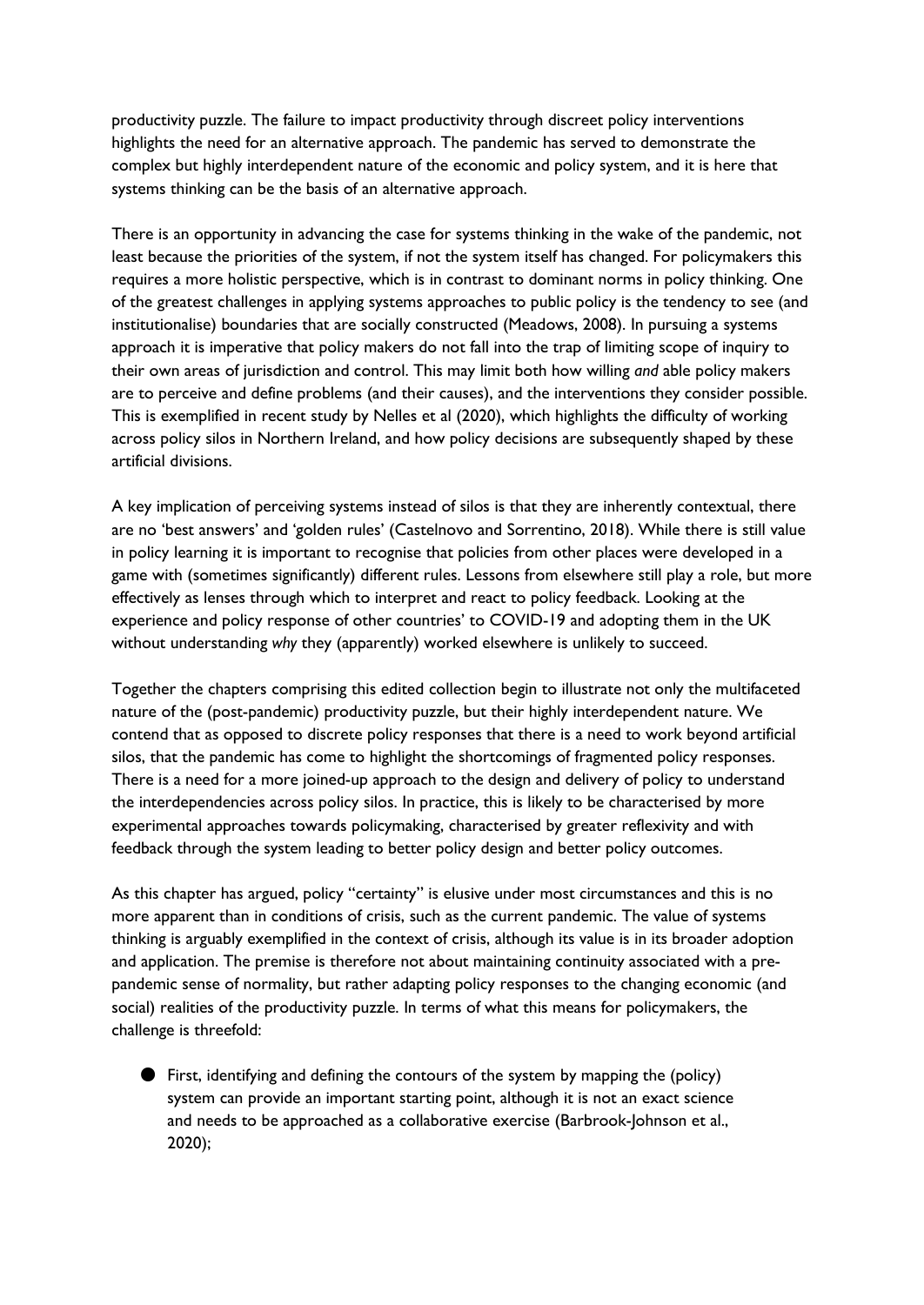productivity puzzle. The failure to impact productivity through discreet policy interventions highlights the need for an alternative approach. The pandemic has served to demonstrate the complex but highly interdependent nature of the economic and policy system, and it is here that systems thinking can be the basis of an alternative approach.

There is an opportunity in advancing the case for systems thinking in the wake of the pandemic, not least because the priorities of the system, if not the system itself has changed. For policymakers this requires a more holistic perspective, which is in contrast to dominant norms in policy thinking. One of the greatest challenges in applying systems approaches to public policy is the tendency to see (and institutionalise) boundaries that are socially constructed (Meadows, 2008). In pursuing a systems approach it is imperative that policy makers do not fall into the trap of limiting scope of inquiry to their own areas of jurisdiction and control. This may limit both how willing *and* able policy makers are to perceive and define problems (and their causes), and the interventions they consider possible. This is exemplified in recent study by Nelles et al (2020), which highlights the difficulty of working across policy silos in Northern Ireland, and how policy decisions are subsequently shaped by these artificial divisions.

A key implication of perceiving systems instead of silos is that they are inherently contextual, there are no 'best answers' and 'golden rules' (Castelnovo and Sorrentino, 2018). While there is still value in policy learning it is important to recognise that policies from other places were developed in a game with (sometimes significantly) different rules. Lessons from elsewhere still play a role, but more effectively as lenses through which to interpret and react to policy feedback. Looking at the experience and policy response of other countries' to COVID-19 and adopting them in the UK without understanding *why* they (apparently) worked elsewhere is unlikely to succeed.

Together the chapters comprising this edited collection begin to illustrate not only the multifaceted nature of the (post-pandemic) productivity puzzle, but their highly interdependent nature. We contend that as opposed to discrete policy responses that there is a need to work beyond artificial silos, that the pandemic has come to highlight the shortcomings of fragmented policy responses. There is a need for a more joined-up approach to the design and delivery of policy to understand the interdependencies across policy silos. In practice, this is likely to be characterised by more experimental approaches towards policymaking, characterised by greater reflexivity and with feedback through the system leading to better policy design and better policy outcomes.

As this chapter has argued, policy "certainty" is elusive under most circumstances and this is no more apparent than in conditions of crisis, such as the current pandemic. The value of systems thinking is arguably exemplified in the context of crisis, although its value is in its broader adoption and application. The premise is therefore not about maintaining continuity associated with a pre-pandemic sense of normality, but rather adapting policy responses to the changing economic (and social) realities of the productivity puzzle. In terms of what this means for policymakers, the challenge is threefold:

- First, identifying and defining the contours of the system by mapping the (policy) system can provide an important starting point, although it is not an exact science and needs to be approached as a collaborative exercise (Barbrook-Johnson et al., 2020);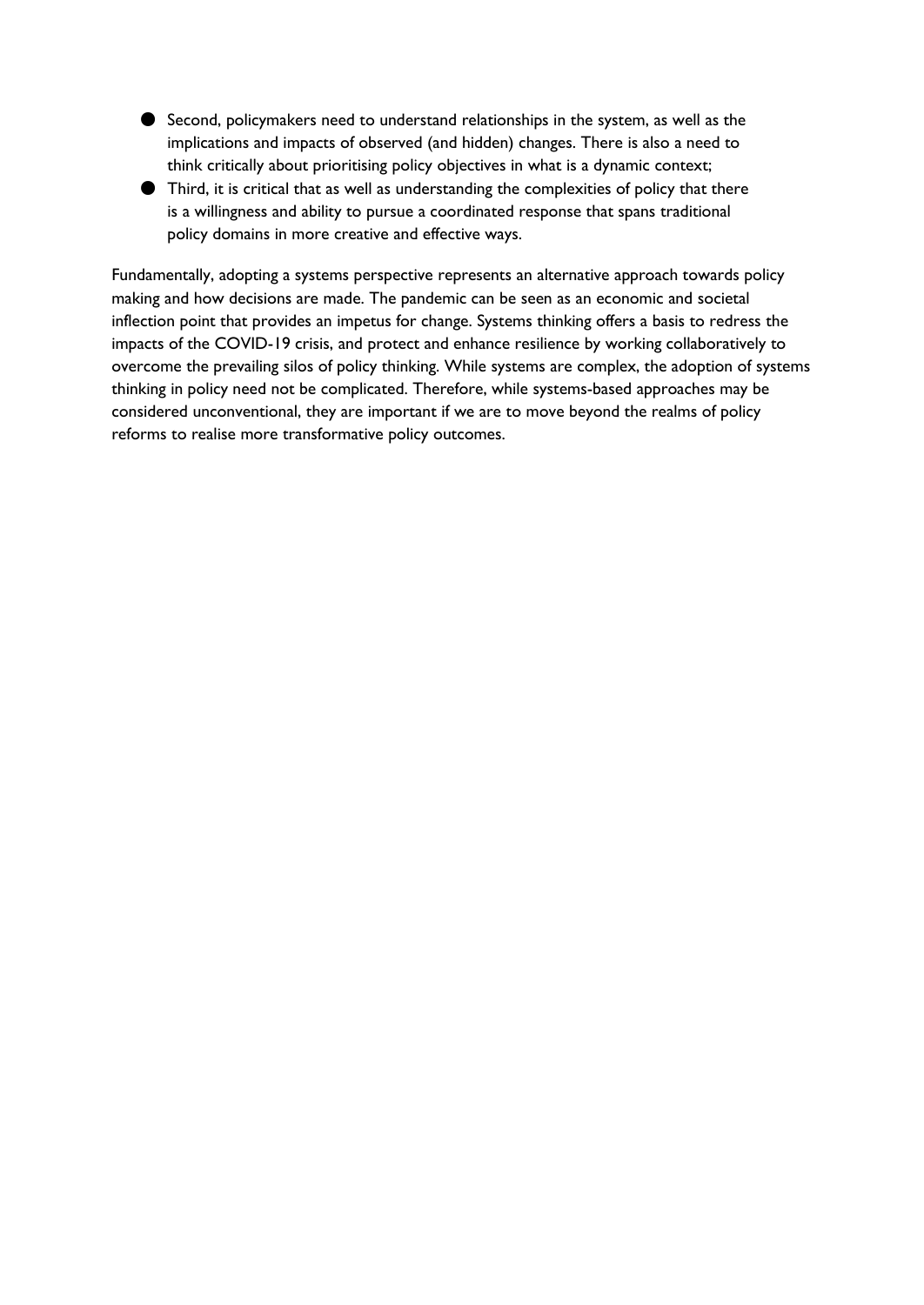- Second, policymakers need to understand relationships in the system, as well as the implications and impacts of observed (and hidden) changes. There is also a need to think critically about prioritising policy objectives in what is a dynamic context;
- Third, it is critical that as well as understanding the complexities of policy that there is a willingness and ability to pursue a coordinated response that spans traditional policy domains in more creative and effective ways.

Fundamentally, adopting a systems perspective represents an alternative approach towards policy making and how decisions are made. The pandemic can be seen as an economic and societal inflection point that provides an impetus for change. Systems thinking offers a basis to redress the impacts of the COVID-19 crisis, and protect and enhance resilience by working collaboratively to overcome the prevailing silos of policy thinking. While systems are complex, the adoption of systems thinking in policy need not be complicated. Therefore, while systems-based approaches may be considered unconventional, they are important if we are to move beyond the realms of policy reforms to realise more transformative policy outcomes.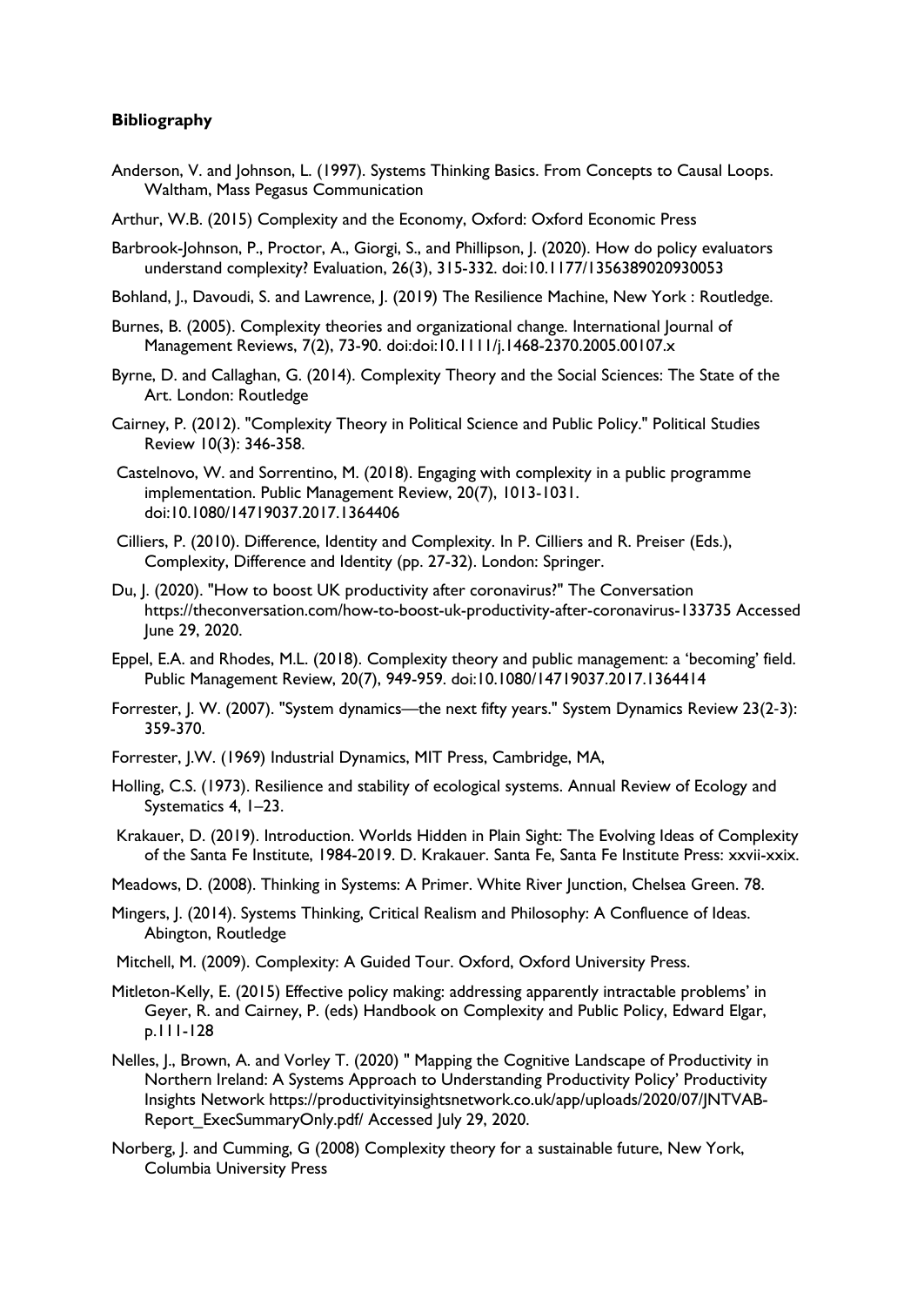**Bibliography**

Anderson, V. and Johnson, L. (1997). Systems Thinking Basics. From Concepts to Causal Loops. Waltham, Mass Pegasus Communication

Arthur, W.B. (2015) Complexity and the Economy, Oxford: Oxford Economic Press

Barbrook-Johnson, P., Proctor, A., Giorgi, S., and Phillipson, J. (2020). How do policy evaluators understand complexity? Evaluation, 26(3), 315-332. doi:10.1177/1356389020930053

Bohland, J., Davoudi, S. and Lawrence, J. (2019) The Resilience Machine, New York : Routledge.

Burnes, B. (2005). Complexity theories and organizational change. International Journal of Management Reviews, 7(2), 73-90. doi:doi:10.1111/j.1468-2370.2005.00107.x

Byrne, D. and Callaghan, G. (2014). Complexity Theory and the Social Sciences: The State of the Art. London: Routledge

Cairney, P. (2012). "Complexity Theory in Political Science and Public Policy." Political Studies Review 10(3): 346-358.

Castelnovo, W. and Sorrentino, M. (2018). Engaging with complexity in a public programme implementation. Public Management Review, 20(7), 1013-1031. doi:10.1080/14719037.2017.1364406

Cilliers, P. (2010). Difference, Identity and Complexity. In P. Cilliers and R. Preiser (Eds.), Complexity, Difference and Identity (pp. 27-32). London: Springer.

Du, J. (2020). "How to boost UK productivity after coronavirus?" The Conversation https://theconversation.com/how-to-boost-uk-productivity-after-coronavirus-133735 Accessed June 29, 2020.

Eppel, E.A. and Rhodes, M.L. (2018). Complexity theory and public management: a 'becoming' field. Public Management Review, 20(7), 949-959. doi:10.1080/14719037.2017.1364414

Forrester, J. W. (2007). "System dynamics—the next fifty years." System Dynamics Review 23(2-3): 359-370.

Forrester, J.W. (1969) Industrial Dynamics, MIT Press, Cambridge, MA,

Holling, C.S. (1973). Resilience and stability of ecological systems. Annual Review of Ecology and Systematics 4, 1–23.

Krakauer, D. (2019). Introduction. Worlds Hidden in Plain Sight: The Evolving Ideas of Complexity of the Santa Fe Institute, 1984-2019. D. Krakauer. Santa Fe, Santa Fe Institute Press: xxvii-xxix.

Meadows, D. (2008). Thinking in Systems: A Primer. White River Junction, Chelsea Green. 78.

Mingers, J. (2014). Systems Thinking, Critical Realism and Philosophy: A Confluence of Ideas. Abington, Routledge

Mitchell, M. (2009). Complexity: A Guided Tour. Oxford, Oxford University Press.

Mitleton-Kelly, E. (2015) Effective policy making: addressing apparently intractable problems' in Geyer, R. and Cairney, P. (eds) Handbook on Complexity and Public Policy, Edward Elgar, p.111-128

Nelles, J., Brown, A. and Vorley T. (2020) " Mapping the Cognitive Landscape of Productivity in Northern Ireland: A Systems Approach to Understanding Productivity Policy' Productivity Insights Network https://productivityinsightsnetwork.co.uk/app/uploads/2020/07/JNTVAB-Report_ExecSummaryOnly.pdf/ Accessed July 29, 2020.

Norberg, J. and Cumming, G (2008) Complexity theory for a sustainable future, New York, Columbia University Press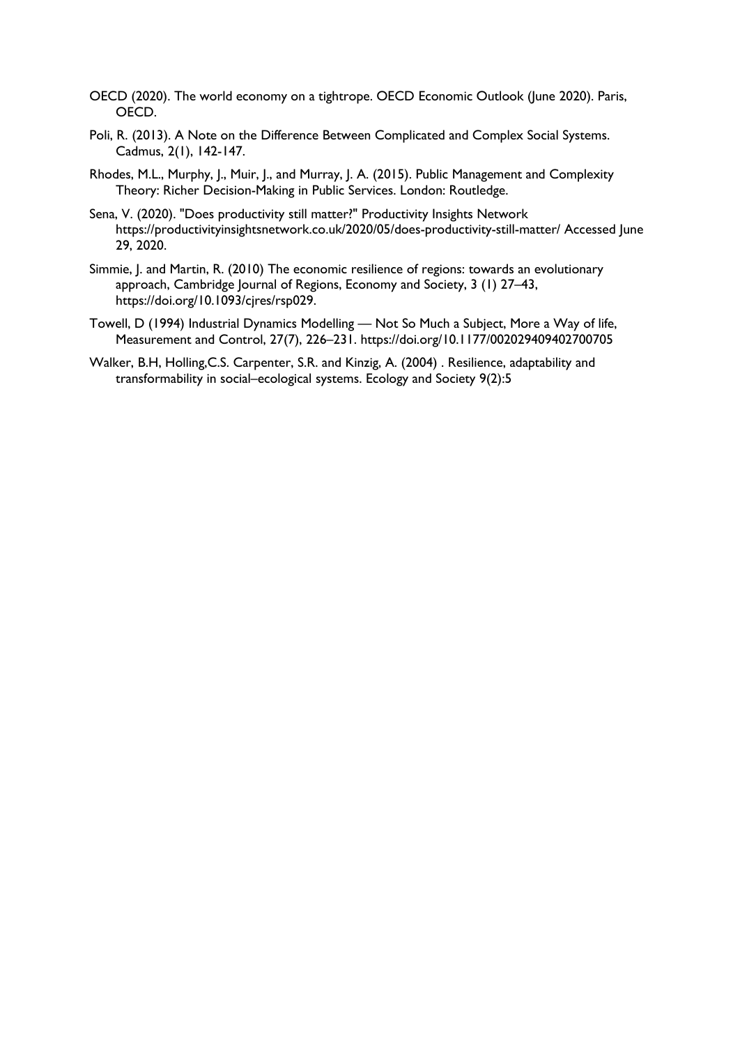OECD (2020). The world economy on a tightrope. OECD Economic Outlook (June 2020). Paris, OECD.

Poli, R. (2013). A Note on the Difference Between Complicated and Complex Social Systems. Cadmus, 2(1), 142-147.

Rhodes, M.L., Murphy, J., Muir, J., and Murray, J. A. (2015). Public Management and Complexity Theory: Richer Decision-Making in Public Services. London: Routledge.

Sena, V. (2020). "Does productivity still matter?" Productivity Insights Network https://productivityinsightsnetwork.co.uk/2020/05/does-productivity-still-matter/ Accessed June 29, 2020.

Simmie, J. and Martin, R. (2010) The economic resilience of regions: towards an evolutionary approach, Cambridge Journal of Regions, Economy and Society, 3 (1) 27–43, https://doi.org/10.1093/cjres/rsp029.

Towell, D (1994) Industrial Dynamics Modelling — Not So Much a Subject, More a Way of life, Measurement and Control, 27(7), 226–231. https://doi.org/10.1177/002029409402700705

Walker, B.H, Holling,C.S. Carpenter, S.R. and Kinzig, A. (2004) . Resilience, adaptability and transformability in social–ecological systems. Ecology and Society 9(2):5